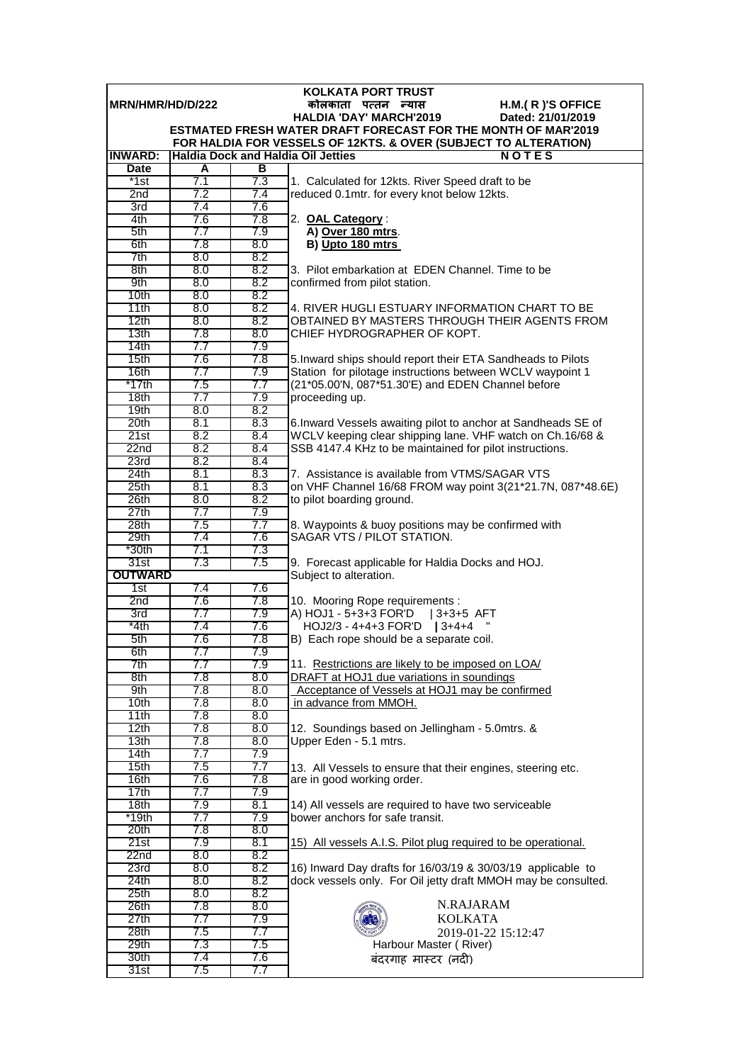# KOLKATA PORT TRUST

**MRN/HMR/HD/D/222** | **कोलकाता पत्तन न्यास** | **H.M.( R )'S OFFICE**

**HALDIA 'DAY' MARCH'2019** | **Dated: 21/01/2019**

**ESTMATED FRESH WATER DRAFT FORECAST FOR THE MONTH OF MAR'2019**
**FOR HALDIA FOR VESSELS OF 12KTS. & OVER (SUBJECT TO ALTERATION)**

**INWARD: Haldia Dock and Haldia Oil Jetties**

| Date | A | B |
|---|---|---|
| *1st | 7.1 | 7.3 |
| 2nd | 7.2 | 7.4 |
| 3rd | 7.4 | 7.6 |
| 4th | 7.6 | 7.8 |
| 5th | 7.7 | 7.9 |
| 6th | 7.8 | 8.0 |
| 7th | 8.0 | 8.2 |
| 8th | 8.0 | 8.2 |
| 9th | 8.0 | 8.2 |
| 10th | 8.0 | 8.2 |
| 11th | 8.0 | 8.2 |
| 12th | 8.0 | 8.2 |
| 13th | 7.8 | 8.0 |
| 14th | 7.7 | 7.9 |
| 15th | 7.6 | 7.8 |
| 16th | 7.7 | 7.9 |
| *17th | 7.5 | 7.7 |
| 18th | 7.7 | 7.9 |
| 19th | 8.0 | 8.2 |
| 20th | 8.1 | 8.3 |
| 21st | 8.2 | 8.4 |
| 22nd | 8.2 | 8.4 |
| 23rd | 8.2 | 8.4 |
| 24th | 8.1 | 8.3 |
| 25th | 8.1 | 8.3 |
| 26th | 8.0 | 8.2 |
| 27th | 7.7 | 7.9 |
| 28th | 7.5 | 7.7 |
| 29th | 7.4 | 7.6 |
| *30th | 7.1 | 7.3 |
| 31st | 7.3 | 7.5 |

**OUTWARD**

| Date | A | B |
|---|---|---|
| 1st | 7.4 | 7.6 |
| 2nd | 7.6 | 7.8 |
| 3rd | 7.7 | 7.9 |
| *4th | 7.4 | 7.6 |
| 5th | 7.6 | 7.8 |
| 6th | 7.7 | 7.9 |
| 7th | 7.7 | 7.9 |
| 8th | 7.8 | 8.0 |
| 9th | 7.8 | 8.0 |
| 10th | 7.8 | 8.0 |
| 11th | 7.8 | 8.0 |
| 12th | 7.8 | 8.0 |
| 13th | 7.8 | 8.0 |
| 14th | 7.7 | 7.9 |
| 15th | 7.5 | 7.7 |
| 16th | 7.6 | 7.8 |
| 17th | 7.7 | 7.9 |
| 18th | 7.9 | 8.1 |
| *19th | 7.7 | 7.9 |
| 20th | 7.8 | 8.0 |
| 21st | 7.9 | 8.1 |
| 22nd | 8.0 | 8.2 |
| 23rd | 8.0 | 8.2 |
| 24th | 8.0 | 8.2 |
| 25th | 8.0 | 8.2 |
| 26th | 7.8 | 8.0 |
| 27th | 7.7 | 7.9 |
| 28th | 7.5 | 7.7 |
| 29th | 7.3 | 7.5 |
| 30th | 7.4 | 7.6 |
| 31st | 7.5 | 7.7 |

## NOTES

1. Calculated for 12kts. River Speed draft to be reduced 0.1mtr. for every knot below 12kts.

2. **OAL Category** :
   **A) Over 180 mtrs**.
   **B) Upto 180 mtrs**

3. Pilot embarkation at EDEN Channel. Time to be confirmed from pilot station.

4. RIVER HUGLI ESTUARY INFORMATION CHART TO BE OBTAINED BY MASTERS THROUGH THEIR AGENTS FROM CHIEF HYDROGRAPHER OF KOPT.

5. Inward ships should report their ETA Sandheads to Pilots Station for pilotage instructions between WCLV waypoint 1 (21*05.00'N, 087*51.30'E) and EDEN Channel before proceeding up.

6. Inward Vessels awaiting pilot to anchor at Sandheads SE of WCLV keeping clear shipping lane. VHF watch on Ch.16/68 & SSB 4147.4 KHz to be maintained for pilot instructions.

7. Assistance is available from VTMS/SAGAR VTS on VHF Channel 16/68 FROM way point 3(21*21.7N, 087*48.6E) to pilot boarding ground.

8. Waypoints & buoy positions may be confirmed with SAGAR VTS / PILOT STATION.

9. Forecast applicable for Haldia Docks and HOJ. Subject to alteration.

10. Mooring Rope requirements :
    A) HOJ1 - 5+3+3 FOR'D | 3+3+5 AFT
    HOJ2/3 - 4+4+3 FOR'D | 3+4+4 "
    B) Each rope should be a separate coil.

11. Restrictions are likely to be imposed on LOA/ DRAFT at HOJ1 due variations in soundings
    Acceptance of Vessels at HOJ1 may be confirmed in advance from MMOH.

12. Soundings based on Jellingham - 5.0mtrs. & Upper Eden - 5.1 mtrs.

13. All Vessels to ensure that their engines, steering etc. are in good working order.

14) All vessels are required to have two serviceable bower anchors for safe transit.

15) All vessels A.I.S. Pilot plug required to be operational.

16) Inward Day drafts for 16/03/19 & 30/03/19 applicable to dock vessels only. For Oil jetty draft MMOH may be consulted.

N.RAJARAM
KOLKATA
2019-01-22 15:12:47

Harbour Master ( River)
बंदरगाह मास्टर (नदी)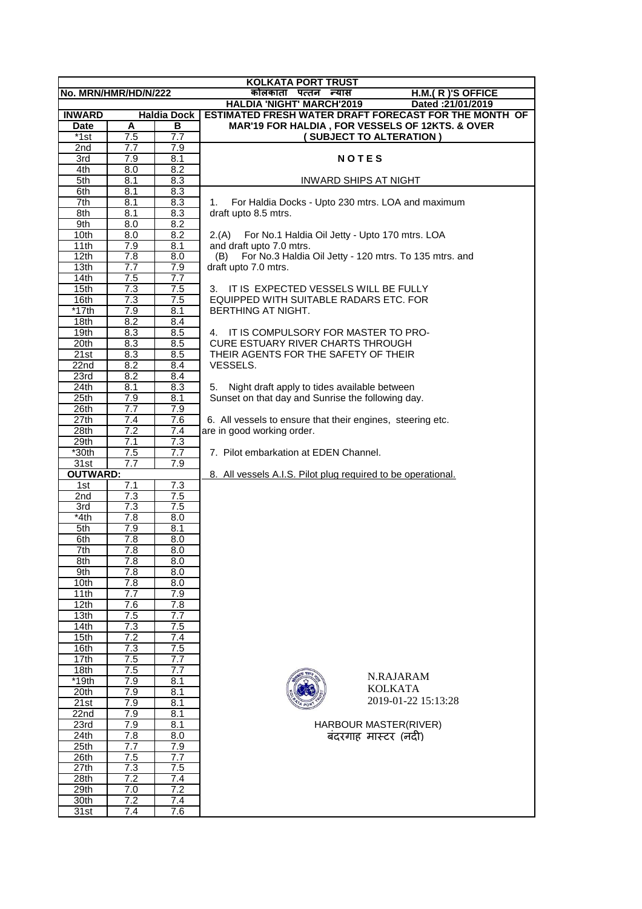# KOLKATA PORT TRUST

**No. MRN/HMR/HD/N/222** — कोलकाता पत्तन न्यास — **H.M.( R )'S OFFICE**

**HALDIA 'NIGHT' MARCH'2019** — **Dated :21/01/2019**

**ESTIMATED FRESH WATER DRAFT FORECAST FOR THE MONTH OF MAR'19 FOR HALDIA , FOR VESSELS OF 12KTS. & OVER**

**( SUBJECT TO ALTERATION )**

| INWARD | Haldia Dock | |
|---|---|---|
| **Date** | **A** | **B** |
| *1st | 7.5 | 7.7 |
| 2nd | 7.7 | 7.9 |
| 3rd | 7.9 | 8.1 |
| 4th | 8.0 | 8.2 |
| 5th | 8.1 | 8.3 |
| 6th | 8.1 | 8.3 |
| 7th | 8.1 | 8.3 |
| 8th | 8.1 | 8.3 |
| 9th | 8.0 | 8.2 |
| 10th | 8.0 | 8.2 |
| 11th | 7.9 | 8.1 |
| 12th | 7.8 | 8.0 |
| 13th | 7.7 | 7.9 |
| 14th | 7.5 | 7.7 |
| 15th | 7.3 | 7.5 |
| 16th | 7.3 | 7.5 |
| *17th | 7.9 | 8.1 |
| 18th | 8.2 | 8.4 |
| 19th | 8.3 | 8.5 |
| 20th | 8.3 | 8.5 |
| 21st | 8.3 | 8.5 |
| 22nd | 8.2 | 8.4 |
| 23rd | 8.2 | 8.4 |
| 24th | 8.1 | 8.3 |
| 25th | 7.9 | 8.1 |
| 26th | 7.7 | 7.9 |
| 27th | 7.4 | 7.6 |
| 28th | 7.2 | 7.4 |
| 29th | 7.1 | 7.3 |
| *30th | 7.5 | 7.7 |
| 31st | 7.7 | 7.9 |
| **OUTWARD:** | | |
| 1st | 7.1 | 7.3 |
| 2nd | 7.3 | 7.5 |
| 3rd | 7.3 | 7.5 |
| *4th | 7.8 | 8.0 |
| 5th | 7.9 | 8.1 |
| 6th | 7.8 | 8.0 |
| 7th | 7.8 | 8.0 |
| 8th | 7.8 | 8.0 |
| 9th | 7.8 | 8.0 |
| 10th | 7.8 | 8.0 |
| 11th | 7.7 | 7.9 |
| 12th | 7.6 | 7.8 |
| 13th | 7.5 | 7.7 |
| 14th | 7.3 | 7.5 |
| 15th | 7.2 | 7.4 |
| 16th | 7.3 | 7.5 |
| 17th | 7.5 | 7.7 |
| 18th | 7.5 | 7.7 |
| *19th | 7.9 | 8.1 |
| 20th | 7.9 | 8.1 |
| 21st | 7.9 | 8.1 |
| 22nd | 7.9 | 8.1 |
| 23rd | 7.9 | 8.1 |
| 24th | 7.8 | 8.0 |
| 25th | 7.7 | 7.9 |
| 26th | 7.5 | 7.7 |
| 27th | 7.3 | 7.5 |
| 28th | 7.2 | 7.4 |
| 29th | 7.0 | 7.2 |
| 30th | 7.2 | 7.4 |
| 31st | 7.4 | 7.6 |

## N O T E S

INWARD SHIPS AT NIGHT

1. For Haldia Docks - Upto 230 mtrs. LOA and maximum draft upto 8.5 mtrs.

2.(A) For No.1 Haldia Oil Jetty - Upto 170 mtrs. LOA and draft upto 7.0 mtrs.
(B) For No.3 Haldia Oil Jetty - 120 mtrs. To 135 mtrs. and draft upto 7.0 mtrs.

3. IT IS EXPECTED VESSELS WILL BE FULLY EQUIPPED WITH SUITABLE RADARS ETC. FOR BERTHING AT NIGHT.

4. IT IS COMPULSORY FOR MASTER TO PROCURE ESTUARY RIVER CHARTS THROUGH THEIR AGENTS FOR THE SAFETY OF THEIR VESSELS.

5. Night draft apply to tides available between Sunset on that day and Sunrise the following day.

6. All vessels to ensure that their engines, steering etc. are in good working order.

7. Pilot embarkation at EDEN Channel.

8. All vessels A.I.S. Pilot plug required to be operational.

N.RAJARAM
KOLKATA
2019-01-22 15:13:28

HARBOUR MASTER(RIVER)
बंदरगाह मास्टर (नदी)